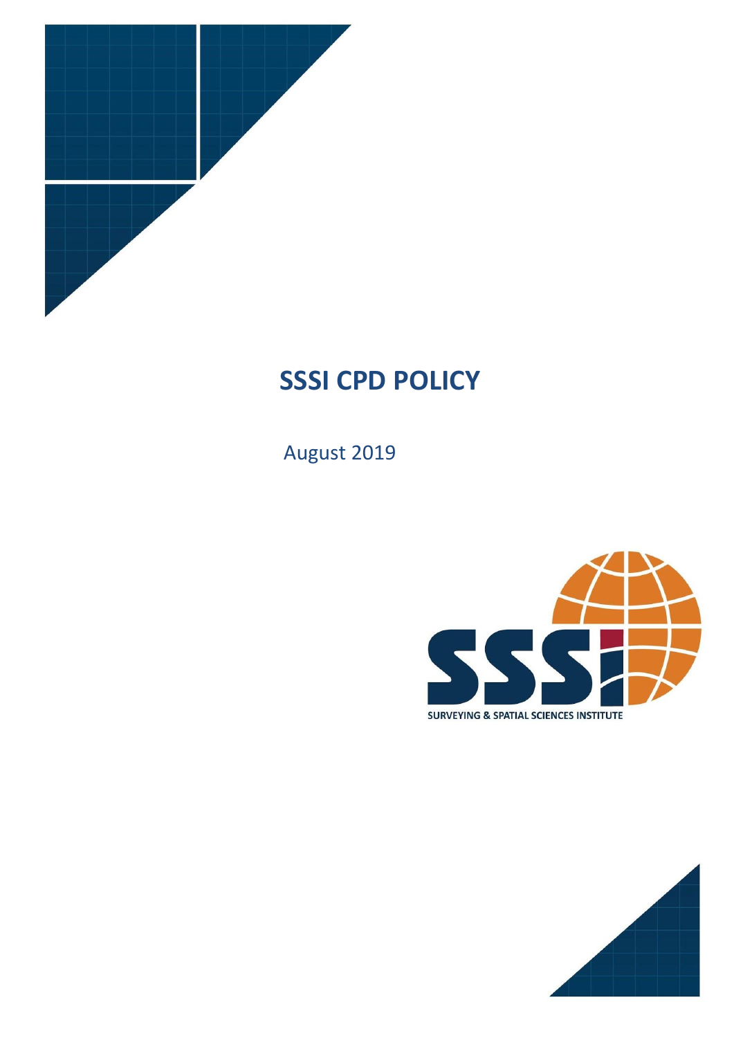# SSSI CPD POLICY

August 2019

SURVEYING & SPATIAL SCIENCES INSTITUTE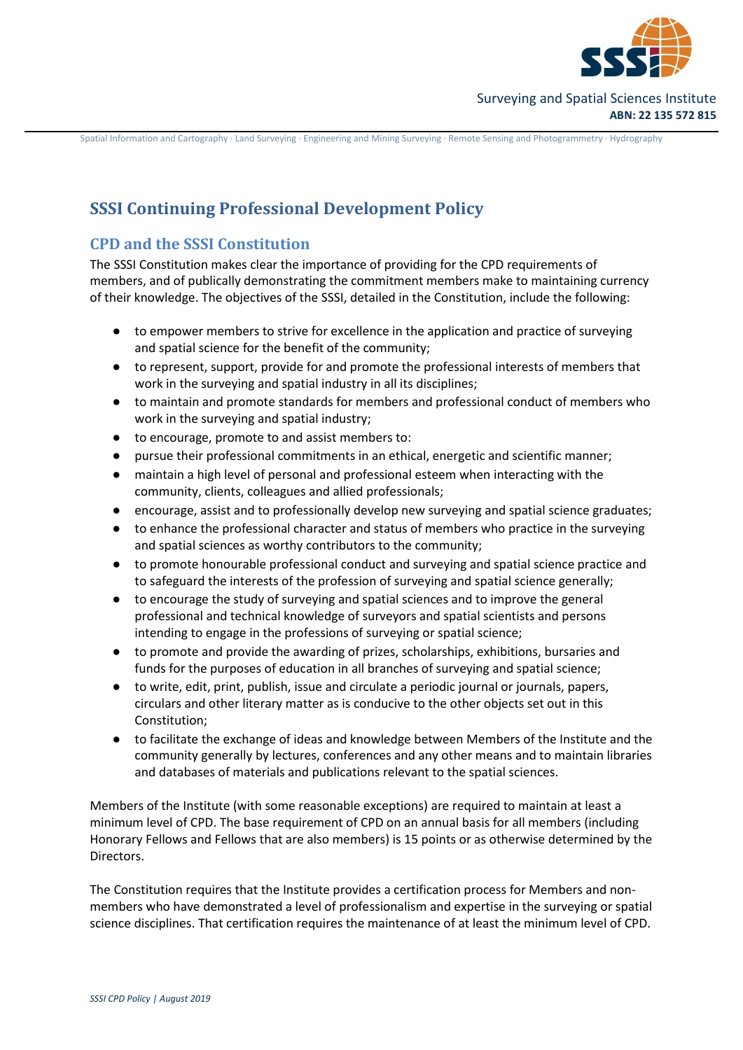# SSSI Continuing Professional Development Policy

## CPD and the SSSI Constitution

The SSSI Constitution makes clear the importance of providing for the CPD requirements of members, and of publically demonstrating the commitment members make to maintaining currency of their knowledge. The objectives of the SSSI, detailed in the Constitution, include the following:

- to empower members to strive for excellence in the application and practice of surveying and spatial science for the benefit of the community;
- to represent, support, provide for and promote the professional interests of members that work in the surveying and spatial industry in all its disciplines;
- to maintain and promote standards for members and professional conduct of members who work in the surveying and spatial industry;
- to encourage, promote to and assist members to:
- pursue their professional commitments in an ethical, energetic and scientific manner;
- maintain a high level of personal and professional esteem when interacting with the community, clients, colleagues and allied professionals;
- encourage, assist and to professionally develop new surveying and spatial science graduates;
- to enhance the professional character and status of members who practice in the surveying and spatial sciences as worthy contributors to the community;
- to promote honourable professional conduct and surveying and spatial science practice and to safeguard the interests of the profession of surveying and spatial science generally;
- to encourage the study of surveying and spatial sciences and to improve the general professional and technical knowledge of surveyors and spatial scientists and persons intending to engage in the professions of surveying or spatial science;
- to promote and provide the awarding of prizes, scholarships, exhibitions, bursaries and funds for the purposes of education in all branches of surveying and spatial science;
- to write, edit, print, publish, issue and circulate a periodic journal or journals, papers, circulars and other literary matter as is conducive to the other objects set out in this Constitution;
- to facilitate the exchange of ideas and knowledge between Members of the Institute and the community generally by lectures, conferences and any other means and to maintain libraries and databases of materials and publications relevant to the spatial sciences.

Members of the Institute (with some reasonable exceptions) are required to maintain at least a minimum level of CPD. The base requirement of CPD on an annual basis for all members (including Honorary Fellows and Fellows that are also members) is 15 points or as otherwise determined by the Directors.

The Constitution requires that the Institute provides a certification process for Members and non-members who have demonstrated a level of professionalism and expertise in the surveying or spatial science disciplines. That certification requires the maintenance of at least the minimum level of CPD.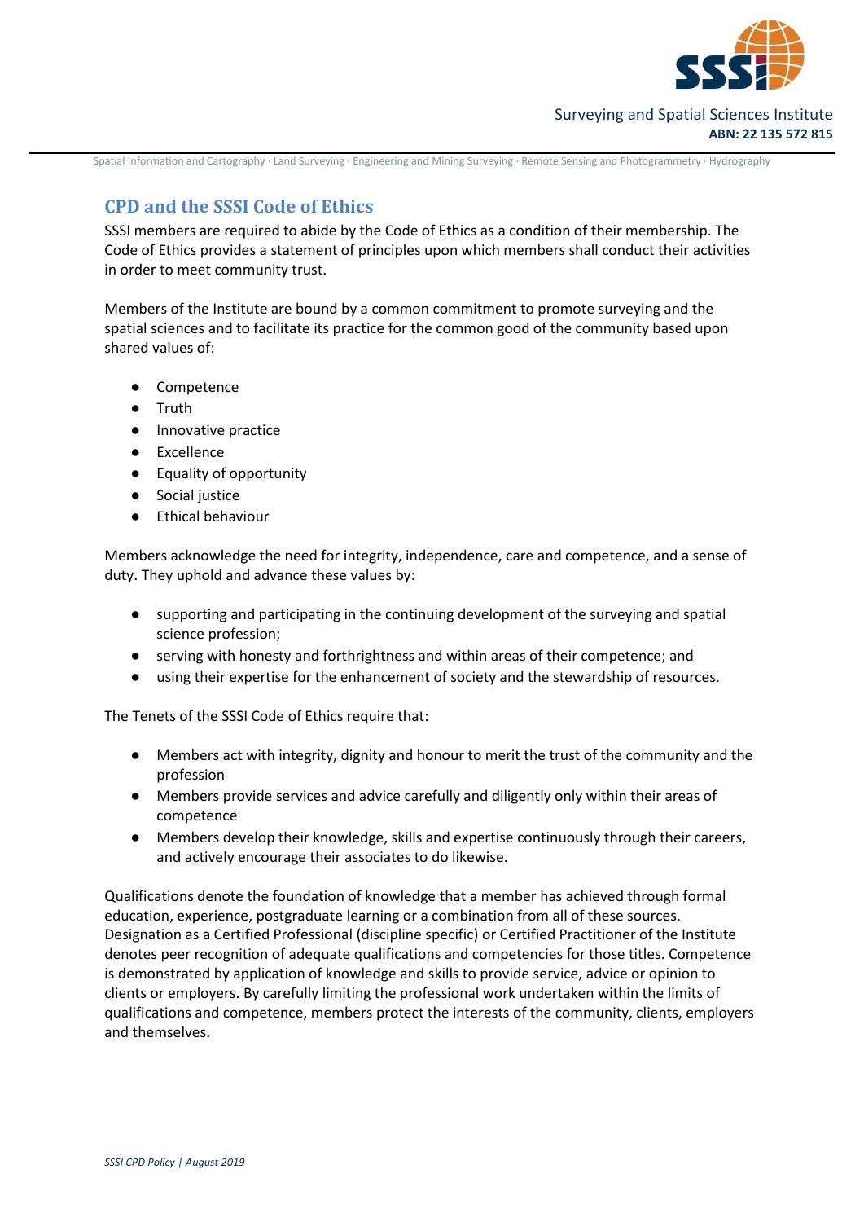## CPD and the SSSI Code of Ethics

SSSI members are required to abide by the Code of Ethics as a condition of their membership. The Code of Ethics provides a statement of principles upon which members shall conduct their activities in order to meet community trust.

Members of the Institute are bound by a common commitment to promote surveying and the spatial sciences and to facilitate its practice for the common good of the community based upon shared values of:

- Competence
- Truth
- Innovative practice
- Excellence
- Equality of opportunity
- Social justice
- Ethical behaviour

Members acknowledge the need for integrity, independence, care and competence, and a sense of duty. They uphold and advance these values by:

- supporting and participating in the continuing development of the surveying and spatial science profession;
- serving with honesty and forthrightness and within areas of their competence; and
- using their expertise for the enhancement of society and the stewardship of resources.

The Tenets of the SSSI Code of Ethics require that:

- Members act with integrity, dignity and honour to merit the trust of the community and the profession
- Members provide services and advice carefully and diligently only within their areas of competence
- Members develop their knowledge, skills and expertise continuously through their careers, and actively encourage their associates to do likewise.

Qualifications denote the foundation of knowledge that a member has achieved through formal education, experience, postgraduate learning or a combination from all of these sources. Designation as a Certified Professional (discipline specific) or Certified Practitioner of the Institute denotes peer recognition of adequate qualifications and competencies for those titles. Competence is demonstrated by application of knowledge and skills to provide service, advice or opinion to clients or employers. By carefully limiting the professional work undertaken within the limits of qualifications and competence, members protect the interests of the community, clients, employers and themselves.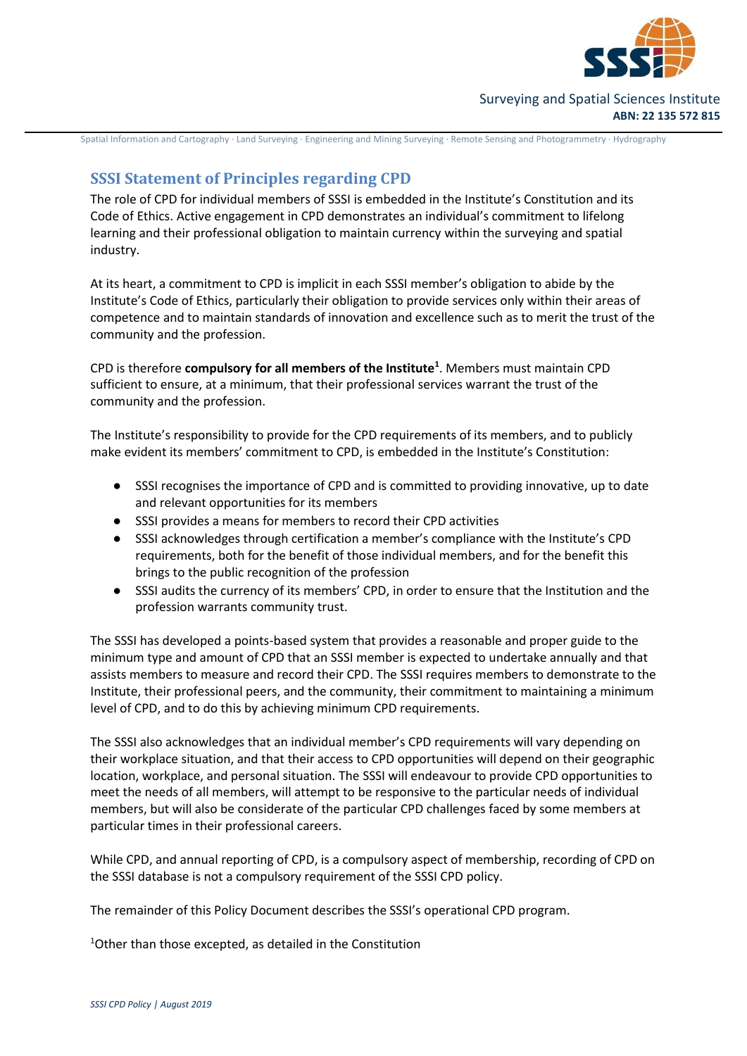## SSSI Statement of Principles regarding CPD

The role of CPD for individual members of SSSI is embedded in the Institute's Constitution and its Code of Ethics. Active engagement in CPD demonstrates an individual's commitment to lifelong learning and their professional obligation to maintain currency within the surveying and spatial industry.

At its heart, a commitment to CPD is implicit in each SSSI member's obligation to abide by the Institute's Code of Ethics, particularly their obligation to provide services only within their areas of competence and to maintain standards of innovation and excellence such as to merit the trust of the community and the profession.

CPD is therefore **compulsory for all members of the Institute**[1]. Members must maintain CPD sufficient to ensure, at a minimum, that their professional services warrant the trust of the community and the profession.

The Institute's responsibility to provide for the CPD requirements of its members, and to publicly make evident its members' commitment to CPD, is embedded in the Institute's Constitution:

- SSSI recognises the importance of CPD and is committed to providing innovative, up to date and relevant opportunities for its members
- SSSI provides a means for members to record their CPD activities
- SSSI acknowledges through certification a member's compliance with the Institute's CPD requirements, both for the benefit of those individual members, and for the benefit this brings to the public recognition of the profession
- SSSI audits the currency of its members' CPD, in order to ensure that the Institution and the profession warrants community trust.

The SSSI has developed a points-based system that provides a reasonable and proper guide to the minimum type and amount of CPD that an SSSI member is expected to undertake annually and that assists members to measure and record their CPD. The SSSI requires members to demonstrate to the Institute, their professional peers, and the community, their commitment to maintaining a minimum level of CPD, and to do this by achieving minimum CPD requirements.

The SSSI also acknowledges that an individual member's CPD requirements will vary depending on their workplace situation, and that their access to CPD opportunities will depend on their geographic location, workplace, and personal situation. The SSSI will endeavour to provide CPD opportunities to meet the needs of all members, will attempt to be responsive to the particular needs of individual members, but will also be considerate of the particular CPD challenges faced by some members at particular times in their professional careers.

While CPD, and annual reporting of CPD, is a compulsory aspect of membership, recording of CPD on the SSSI database is not a compulsory requirement of the SSSI CPD policy.

The remainder of this Policy Document describes the SSSI's operational CPD program.

[1] Other than those excepted, as detailed in the Constitution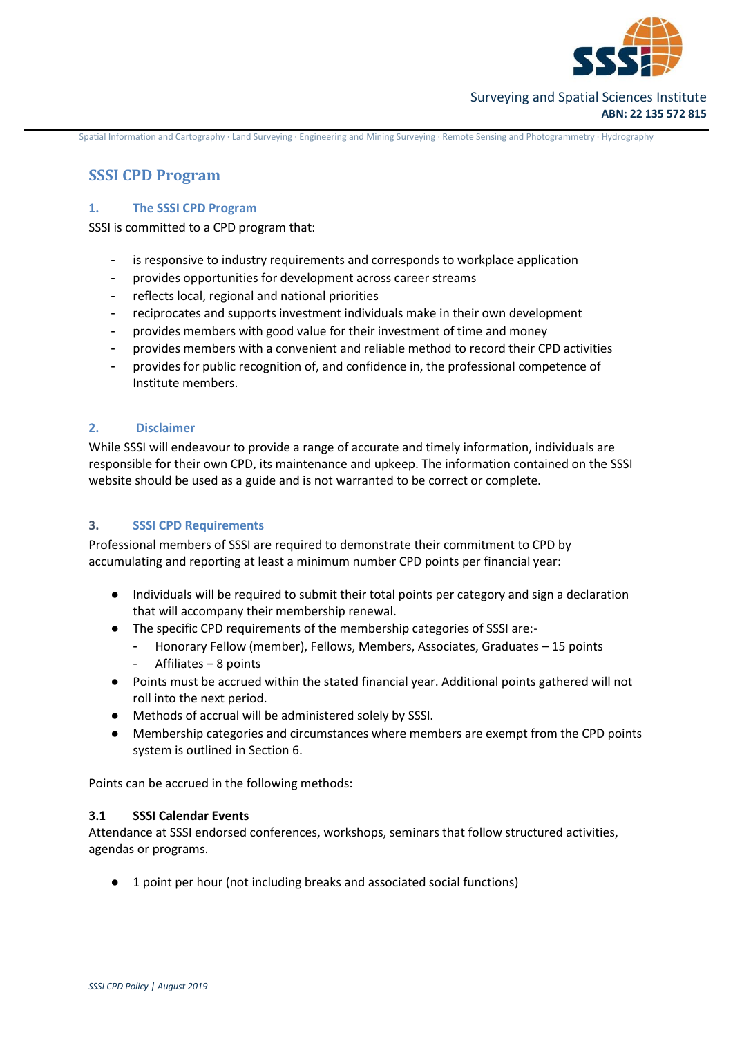Surveying and Spatial Sciences Institute
**ABN: 22 135 572 815**

Spatial Information and Cartography · Land Surveying · Engineering and Mining Surveying · Remote Sensing and Photogrammetry · Hydrography

# SSSI CPD Program

## 1. The SSSI CPD Program

SSSI is committed to a CPD program that:

- is responsive to industry requirements and corresponds to workplace application
- provides opportunities for development across career streams
- reflects local, regional and national priorities
- reciprocates and supports investment individuals make in their own development
- provides members with good value for their investment of time and money
- provides members with a convenient and reliable method to record their CPD activities
- provides for public recognition of, and confidence in, the professional competence of Institute members.

## 2. Disclaimer

While SSSI will endeavour to provide a range of accurate and timely information, individuals are responsible for their own CPD, its maintenance and upkeep. The information contained on the SSSI website should be used as a guide and is not warranted to be correct or complete.

## 3. SSSI CPD Requirements

Professional members of SSSI are required to demonstrate their commitment to CPD by accumulating and reporting at least a minimum number CPD points per financial year:

- Individuals will be required to submit their total points per category and sign a declaration that will accompany their membership renewal.
- The specific CPD requirements of the membership categories of SSSI are:-
  - Honorary Fellow (member), Fellows, Members, Associates, Graduates – 15 points
  - Affiliates – 8 points
- Points must be accrued within the stated financial year. Additional points gathered will not roll into the next period.
- Methods of accrual will be administered solely by SSSI.
- Membership categories and circumstances where members are exempt from the CPD points system is outlined in Section 6.

Points can be accrued in the following methods:

### 3.1 SSSI Calendar Events

Attendance at SSSI endorsed conferences, workshops, seminars that follow structured activities, agendas or programs.

- 1 point per hour (not including breaks and associated social functions)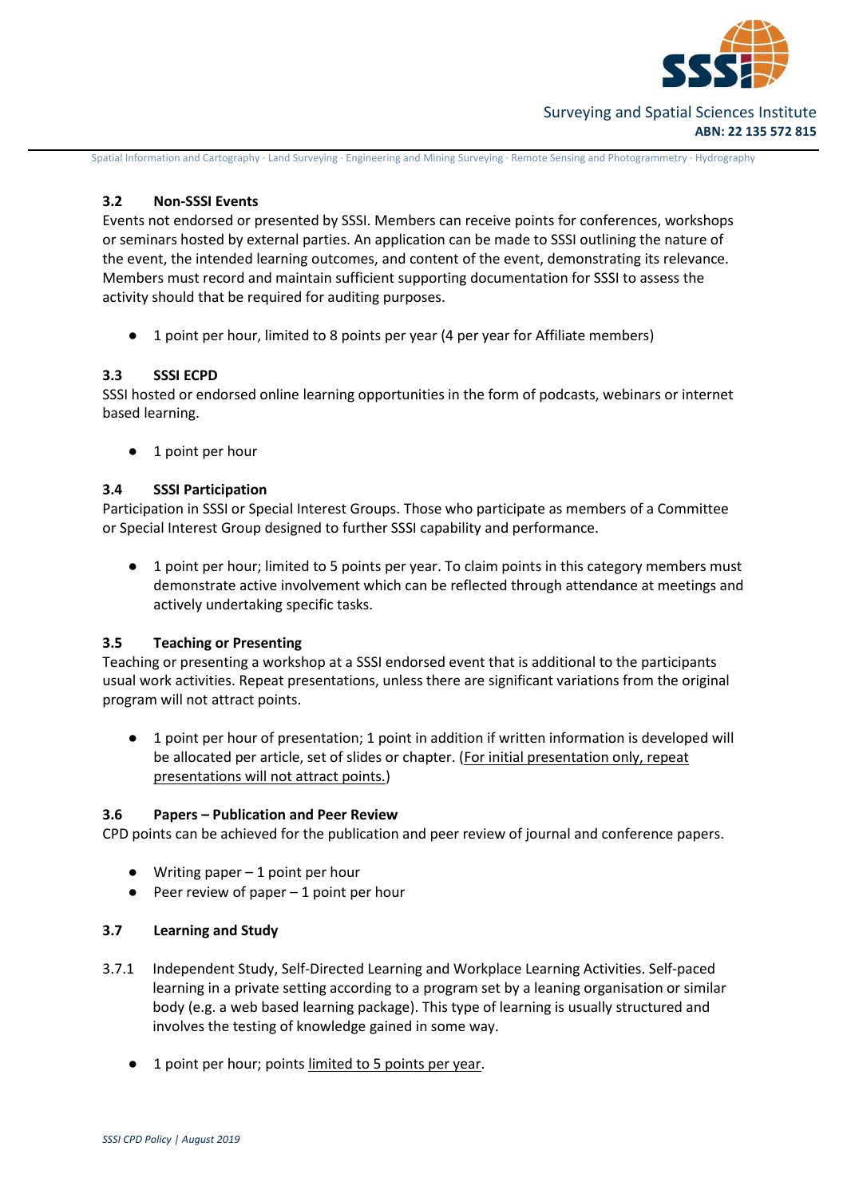### 3.2 Non-SSSI Events

Events not endorsed or presented by SSSI. Members can receive points for conferences, workshops or seminars hosted by external parties. An application can be made to SSSI outlining the nature of the event, the intended learning outcomes, and content of the event, demonstrating its relevance. Members must record and maintain sufficient supporting documentation for SSSI to assess the activity should that be required for auditing purposes.

- 1 point per hour, limited to 8 points per year (4 per year for Affiliate members)

### 3.3 SSSI ECPD

SSSI hosted or endorsed online learning opportunities in the form of podcasts, webinars or internet based learning.

- 1 point per hour

### 3.4 SSSI Participation

Participation in SSSI or Special Interest Groups. Those who participate as members of a Committee or Special Interest Group designed to further SSSI capability and performance.

- 1 point per hour; limited to 5 points per year. To claim points in this category members must demonstrate active involvement which can be reflected through attendance at meetings and actively undertaking specific tasks.

### 3.5 Teaching or Presenting

Teaching or presenting a workshop at a SSSI endorsed event that is additional to the participants usual work activities. Repeat presentations, unless there are significant variations from the original program will not attract points.

- 1 point per hour of presentation; 1 point in addition if written information is developed will be allocated per article, set of slides or chapter. (For initial presentation only, repeat presentations will not attract points.)

### 3.6 Papers – Publication and Peer Review

CPD points can be achieved for the publication and peer review of journal and conference papers.

- Writing paper – 1 point per hour
- Peer review of paper – 1 point per hour

### 3.7 Learning and Study

3.7.1 Independent Study, Self-Directed Learning and Workplace Learning Activities. Self-paced learning in a private setting according to a program set by a leaning organisation or similar body (e.g. a web based learning package). This type of learning is usually structured and involves the testing of knowledge gained in some way.

- 1 point per hour; points limited to 5 points per year.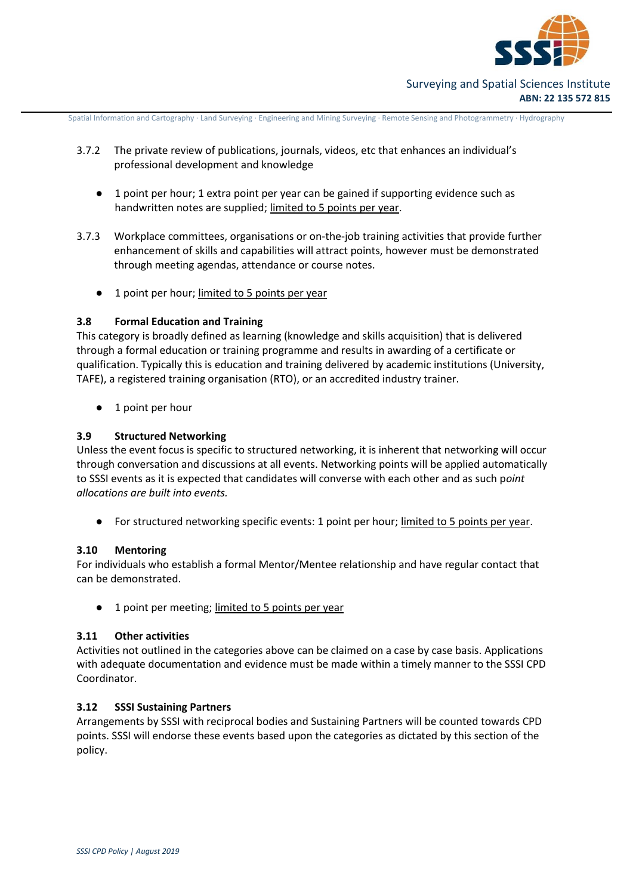3.7.2 The private review of publications, journals, videos, etc that enhances an individual's professional development and knowledge

- 1 point per hour; 1 extra point per year can be gained if supporting evidence such as handwritten notes are supplied; <u>limited to 5 points per year</u>.

3.7.3 Workplace committees, organisations or on-the-job training activities that provide further enhancement of skills and capabilities will attract points, however must be demonstrated through meeting agendas, attendance or course notes.

- 1 point per hour; <u>limited to 5 points per year</u>

### 3.8 Formal Education and Training

This category is broadly defined as learning (knowledge and skills acquisition) that is delivered through a formal education or training programme and results in awarding of a certificate or qualification. Typically this is education and training delivered by academic institutions (University, TAFE), a registered training organisation (RTO), or an accredited industry trainer.

- 1 point per hour

### 3.9 Structured Networking

Unless the event focus is specific to structured networking, it is inherent that networking will occur through conversation and discussions at all events. Networking points will be applied automatically to SSSI events as it is expected that candidates will converse with each other and as such p*oint allocations are built into events.*

- For structured networking specific events: 1 point per hour; <u>limited to 5 points per year</u>.

### 3.10 Mentoring

For individuals who establish a formal Mentor/Mentee relationship and have regular contact that can be demonstrated.

- 1 point per meeting; <u>limited to 5 points per year</u>

### 3.11 Other activities

Activities not outlined in the categories above can be claimed on a case by case basis. Applications with adequate documentation and evidence must be made within a timely manner to the SSSI CPD Coordinator.

### 3.12 SSSI Sustaining Partners

Arrangements by SSSI with reciprocal bodies and Sustaining Partners will be counted towards CPD points. SSSI will endorse these events based upon the categories as dictated by this section of the policy.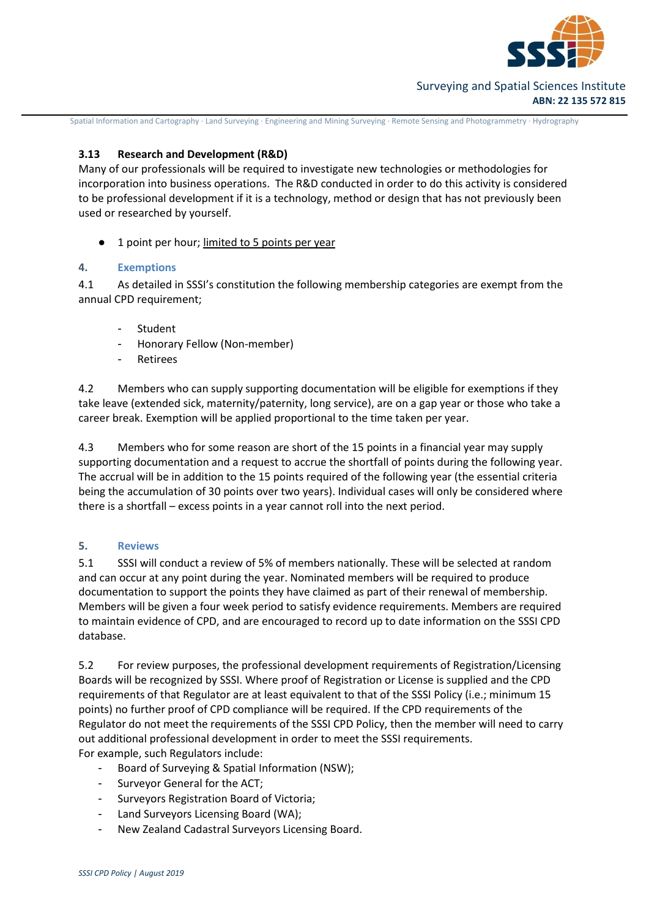### 3.13 Research and Development (R&D)

Many of our professionals will be required to investigate new technologies or methodologies for incorporation into business operations. The R&D conducted in order to do this activity is considered to be professional development if it is a technology, method or design that has not previously been used or researched by yourself.

- 1 point per hour; <u>limited to 5 points per year</u>

## 4. Exemptions

4.1 As detailed in SSSI's constitution the following membership categories are exempt from the annual CPD requirement;

- Student
- Honorary Fellow (Non-member)
- Retirees

4.2 Members who can supply supporting documentation will be eligible for exemptions if they take leave (extended sick, maternity/paternity, long service), are on a gap year or those who take a career break. Exemption will be applied proportional to the time taken per year.

4.3 Members who for some reason are short of the 15 points in a financial year may supply supporting documentation and a request to accrue the shortfall of points during the following year. The accrual will be in addition to the 15 points required of the following year (the essential criteria being the accumulation of 30 points over two years). Individual cases will only be considered where there is a shortfall – excess points in a year cannot roll into the next period.

## 5. Reviews

5.1 SSSI will conduct a review of 5% of members nationally. These will be selected at random and can occur at any point during the year. Nominated members will be required to produce documentation to support the points they have claimed as part of their renewal of membership. Members will be given a four week period to satisfy evidence requirements. Members are required to maintain evidence of CPD, and are encouraged to record up to date information on the SSSI CPD database.

5.2 For review purposes, the professional development requirements of Registration/Licensing Boards will be recognized by SSSI. Where proof of Registration or License is supplied and the CPD requirements of that Regulator are at least equivalent to that of the SSSI Policy (i.e.; minimum 15 points) no further proof of CPD compliance will be required. If the CPD requirements of the Regulator do not meet the requirements of the SSSI CPD Policy, then the member will need to carry out additional professional development in order to meet the SSSI requirements.
For example, such Regulators include:

- Board of Surveying & Spatial Information (NSW);
- Surveyor General for the ACT;
- Surveyors Registration Board of Victoria;
- Land Surveyors Licensing Board (WA);
- New Zealand Cadastral Surveyors Licensing Board.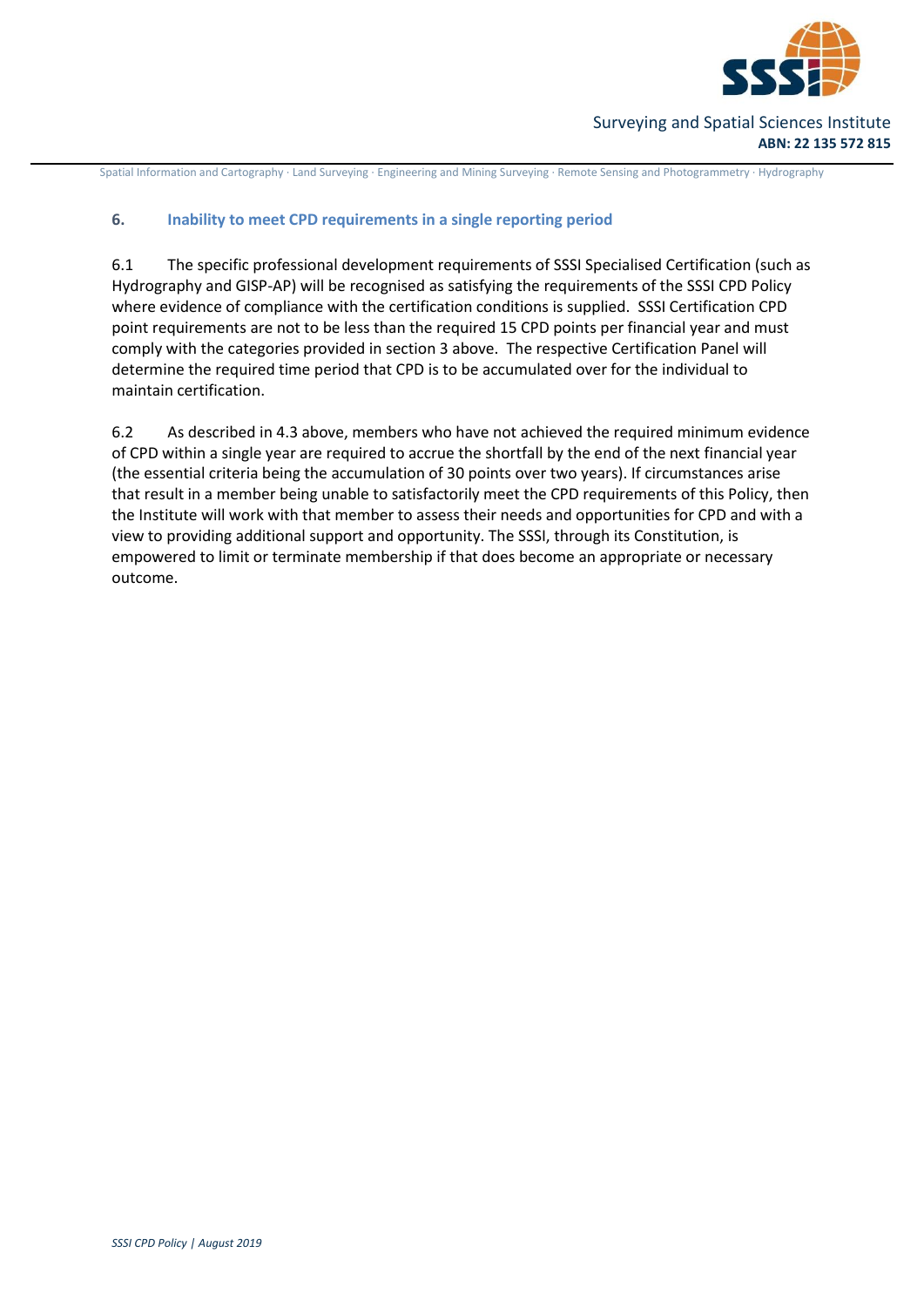## 6. Inability to meet CPD requirements in a single reporting period

6.1 The specific professional development requirements of SSSI Specialised Certification (such as Hydrography and GISP-AP) will be recognised as satisfying the requirements of the SSSI CPD Policy where evidence of compliance with the certification conditions is supplied. SSSI Certification CPD point requirements are not to be less than the required 15 CPD points per financial year and must comply with the categories provided in section 3 above. The respective Certification Panel will determine the required time period that CPD is to be accumulated over for the individual to maintain certification.

6.2 As described in 4.3 above, members who have not achieved the required minimum evidence of CPD within a single year are required to accrue the shortfall by the end of the next financial year (the essential criteria being the accumulation of 30 points over two years). If circumstances arise that result in a member being unable to satisfactorily meet the CPD requirements of this Policy, then the Institute will work with that member to assess their needs and opportunities for CPD and with a view to providing additional support and opportunity. The SSSI, through its Constitution, is empowered to limit or terminate membership if that does become an appropriate or necessary outcome.